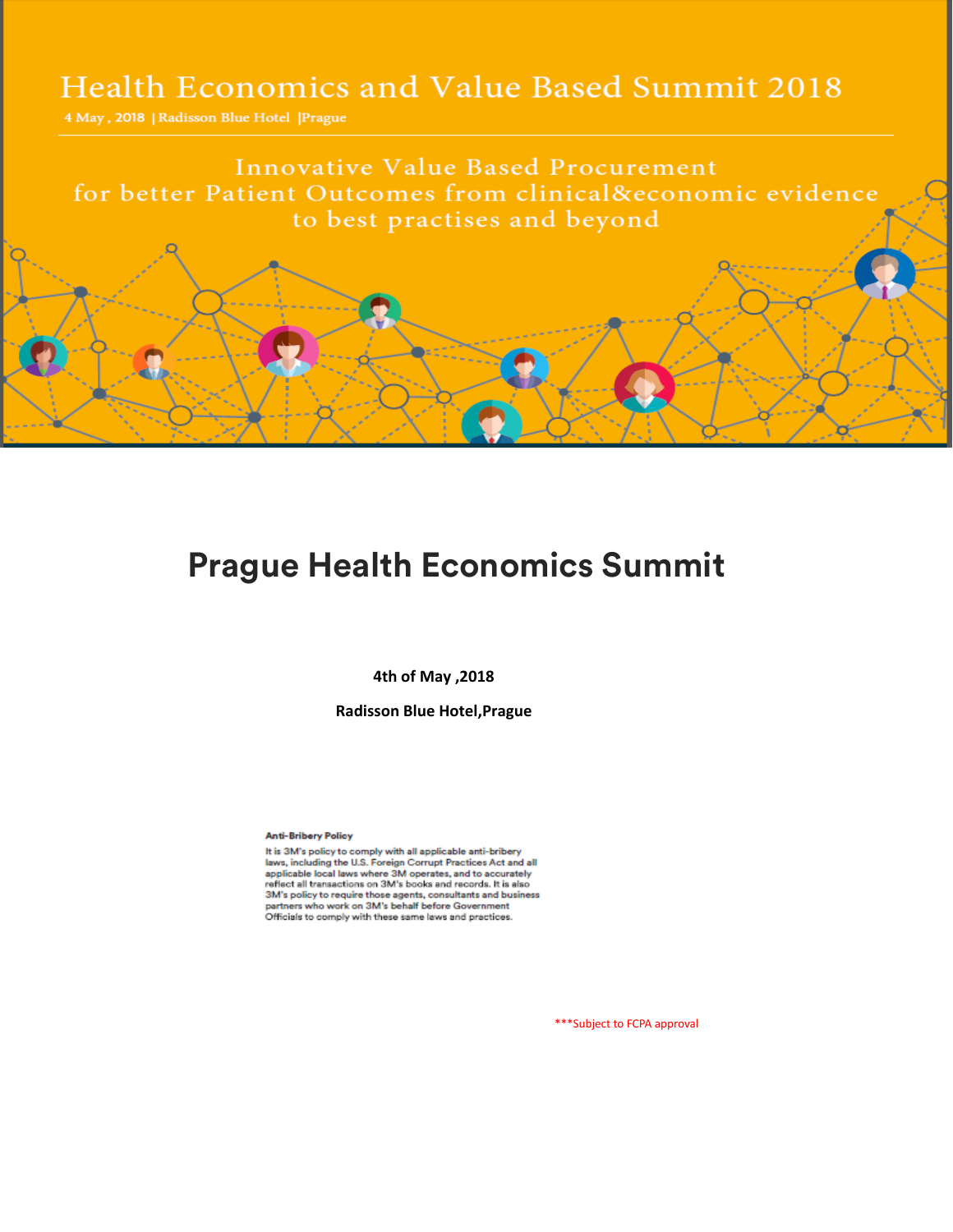# Health Economics and Value Based Summit 2018

4 May , 2018 | Radisson Blue Hotel |Prague

Innovative Value Based Procurement for better Patient Outcomes from clinical&economic evidence to best practises and beyond

# Prague Health Economics Summit

**4th of May ,2018**

**Radisson Blue Hotel,Prague**

**Anti-Bribery Policy**

It is 3M's policy to comply with all applicable anti-bribery laws, including the U.S. Foreign Corrupt Practices Act and all applicable local laws where 3M operates, and to accurately reflect all transactions on 3M's books and records. It is also 3M's policy to require those agents, consultants and business partners who work on 3M's behalf before Government Officials to comply with these same laws and practices.

***Subject to FCPA approval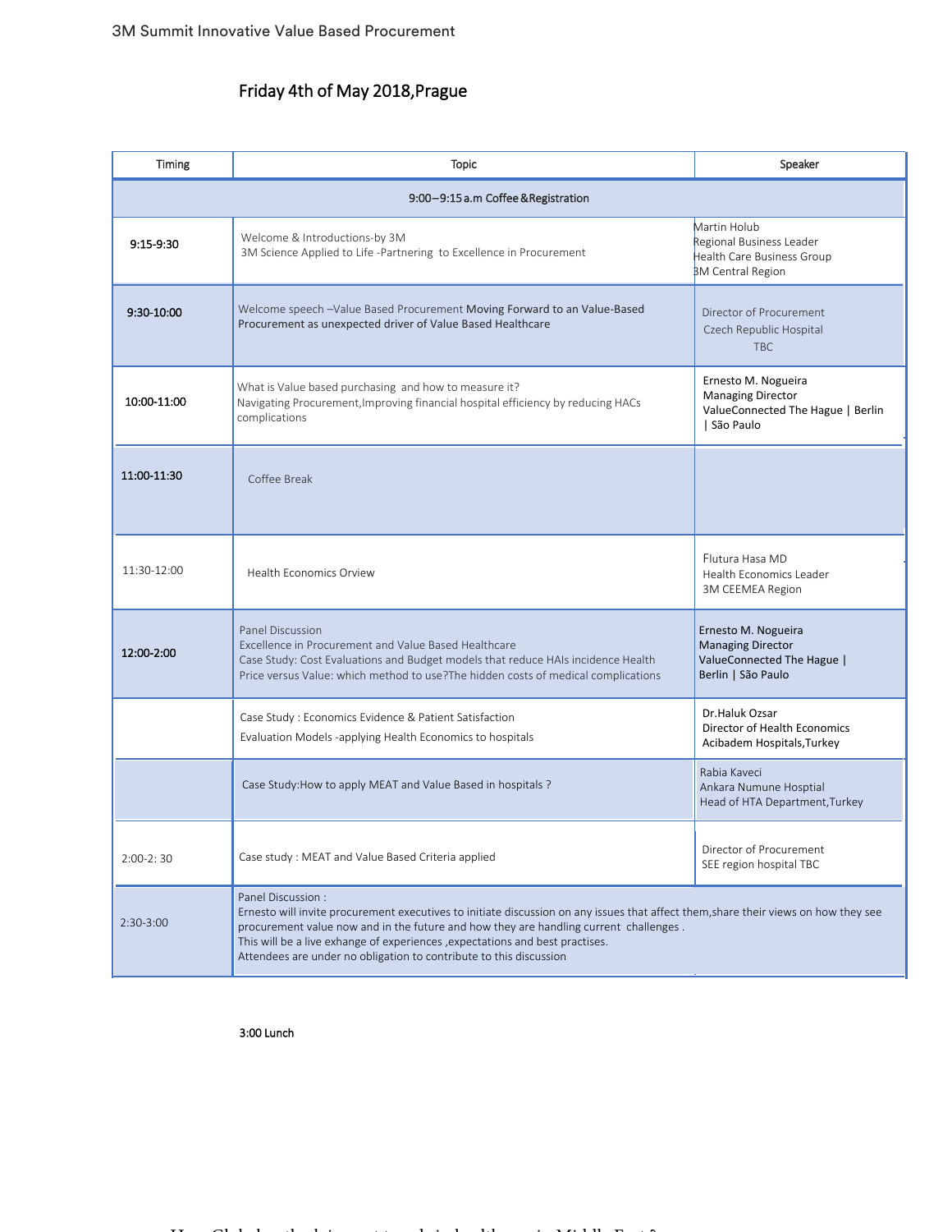3M Summit Innovative Value Based Procurement

## Friday 4th of May 2018,Prague

| Timing | Topic | Speaker |
|---|---|---|
| 9:00–9:15 a.m Coffee &Registration | | |
| 9:15-9:30 | Welcome & Introductions-by 3M<br>3M Science Applied to Life -Partnering to Excellence in Procurement | Martin Holub<br>Regional Business Leader<br>Health Care Business Group<br>3M Central Region |
| 9:30-10:00 | Welcome speech –Value Based Procurement Moving Forward to an Value-Based Procurement as unexpected driver of Value Based Healthcare | Director of Procurement<br>Czech Republic Hospital<br>TBC |
| 10:00-11:00 | What is Value based purchasing and how to measure it?<br>Navigating Procurement,Improving financial hospital efficiency by reducing HACs complications | Ernesto M. Nogueira<br>Managing Director<br>ValueConnected The Hague \| Berlin \| São Paulo |
| 11:00-11:30 | Coffee Break | |
| 11:30-12:00 | Health Economics Orview | Flutura Hasa MD<br>Health Economics Leader<br>3M CEEMEA Region |
| 12:00-2:00 | Panel Discussion<br>Excellence in Procurement and Value Based Healthcare<br>Case Study: Cost Evaluations and Budget models that reduce HAIs incidence Health<br>Price versus Value: which method to use?The hidden costs of medical complications | Ernesto M. Nogueira<br>Managing Director<br>ValueConnected The Hague \| Berlin \| São Paulo |
| | Case Study : Economics Evidence & Patient Satisfaction<br>Evaluation Models -applying Health Economics to hospitals | Dr.Haluk Ozsar<br>Director of Health Economics<br>Acibadem Hospitals,Turkey |
| | Case Study:How to apply MEAT and Value Based in hospitals ? | Rabia Kaveci<br>Ankara Numune Hosptial<br>Head of HTA Department,Turkey |
| 2:00-2: 30 | Case study : MEAT and Value Based Criteria applied | Director of Procurement<br>SEE region hospital TBC |
| 2:30-3:00 | Panel Discussion :<br>Ernesto will invite procurement executives to initiate discussion on any issues that affect them,share their views on how they see procurement value now and in the future and how they are handling current challenges .<br>This will be a live exhange of experiences ,expectations and best practises.<br>Attendees are under no obligation to contribute to this discussion | |

3:00 Lunch